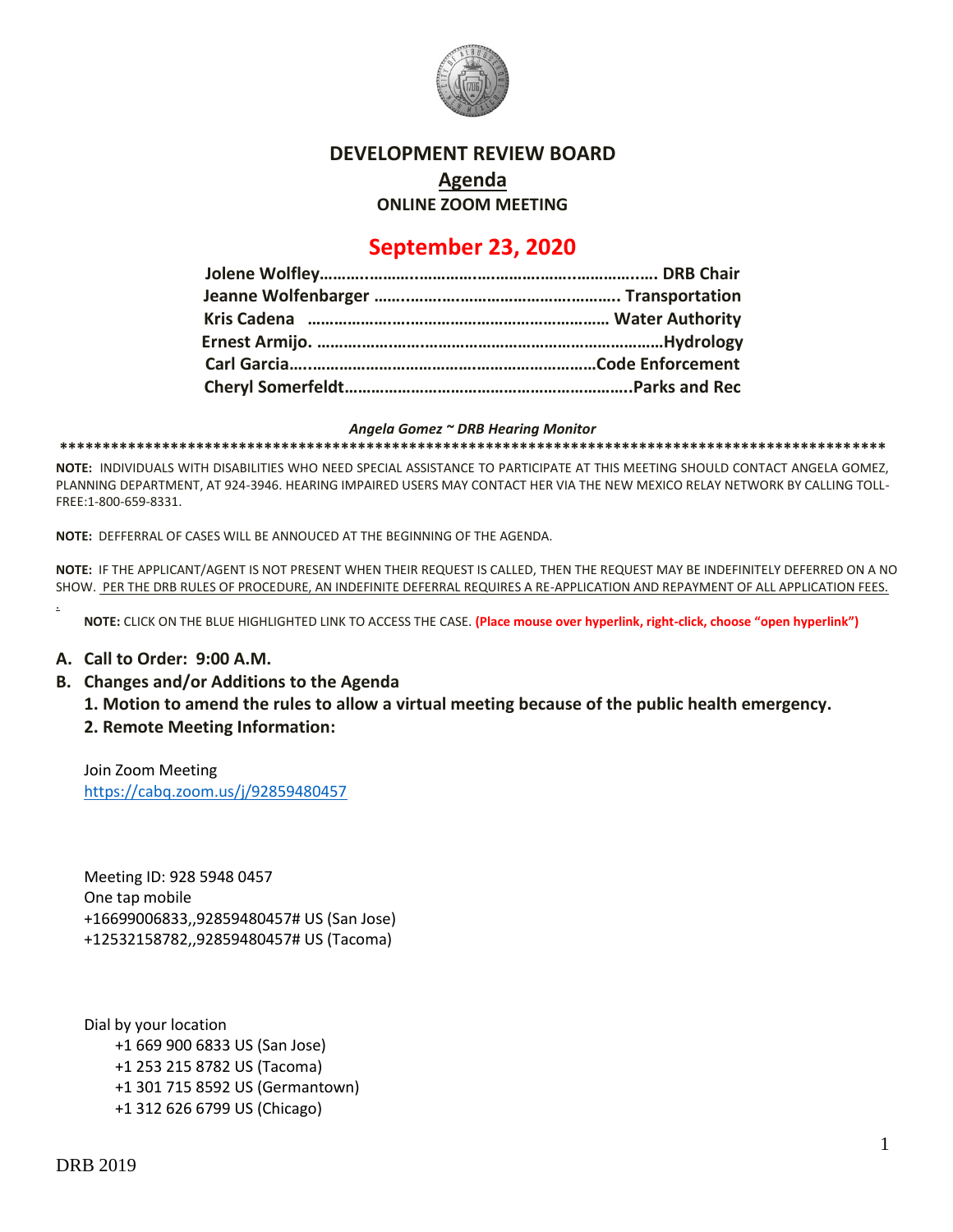# DEVELOPMENT REVIEW BOARD

## Agenda

**ONLINE ZOOM MEETING**

## September 23, 2020

**Jolene Wolfley……………………………………………………………… DRB Chair**
**Jeanne Wolfenbarger ……………………………………………….. Transportation**
**Kris Cadena ………………………………………………………… Water Authority**
**Ernest Armijo. …………………………………………………………………Hydrology**
**Carl Garcia……………………………………………………………Code Enforcement**
**Cheryl Somerfeldt……………………………………………………….Parks and Rec**

***Angela Gomez ~ DRB Hearing Monitor***

**\*\*\*\*\*\*\*\*\*\*\*\*\*\*\*\*\*\*\*\*\*\*\*\*\*\*\*\*\*\*\*\*\*\*\*\*\*\*\*\*\*\*\*\*\*\*\*\*\*\*\*\*\*\*\*\*\*\*\*\*\*\*\*\*\*\*\*\*\*\*\*\*\*\*\*\*\*\*\*\*\*\*\*\*\*\*\*\*\*\*\*\*\*\*\*\*\*\*\***

**NOTE:** INDIVIDUALS WITH DISABILITIES WHO NEED SPECIAL ASSISTANCE TO PARTICIPATE AT THIS MEETING SHOULD CONTACT ANGELA GOMEZ, PLANNING DEPARTMENT, AT 924-3946. HEARING IMPAIRED USERS MAY CONTACT HER VIA THE NEW MEXICO RELAY NETWORK BY CALLING TOLL-FREE:1-800-659-8331.

**NOTE:** DEFFERRAL OF CASES WILL BE ANNOUCED AT THE BEGINNING OF THE AGENDA.

**NOTE:** IF THE APPLICANT/AGENT IS NOT PRESENT WHEN THEIR REQUEST IS CALLED, THEN THE REQUEST MAY BE INDEFINITELY DEFERRED ON A NO SHOW. PER THE DRB RULES OF PROCEDURE, AN INDEFINITE DEFERRAL REQUIRES A RE-APPLICATION AND REPAYMENT OF ALL APPLICATION FEES.

**NOTE:** CLICK ON THE BLUE HIGHLIGHTED LINK TO ACCESS THE CASE. **(Place mouse over hyperlink, right-click, choose "open hyperlink")**

**A. Call to Order: 9:00 A.M.**

**B. Changes and/or Additions to the Agenda**

**1. Motion to amend the rules to allow a virtual meeting because of the public health emergency.**

**2. Remote Meeting Information:**

Join Zoom Meeting
https://cabq.zoom.us/j/92859480457

Meeting ID: 928 5948 0457
One tap mobile
+16699006833,,92859480457# US (San Jose)
+12532158782,,92859480457# US (Tacoma)

Dial by your location
+1 669 900 6833 US (San Jose)
+1 253 215 8782 US (Tacoma)
+1 301 715 8592 US (Germantown)
+1 312 626 6799 US (Chicago)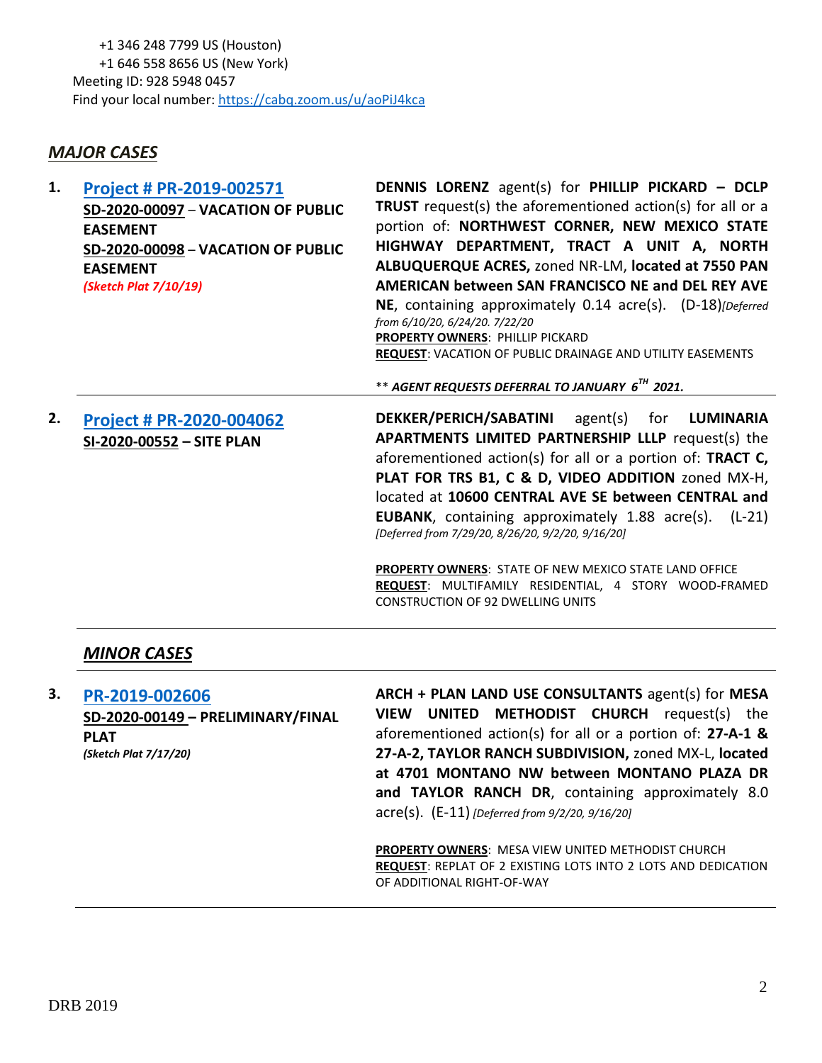+1 346 248 7799 US (Houston)
+1 646 558 8656 US (New York)
Meeting ID: 928 5948 0457
Find your local number: https://cabq.zoom.us/u/aoPiJ4kca

## *MAJOR CASES*

**1. Project # PR-2019-002571**
**SD-2020-00097 – VACATION OF PUBLIC EASEMENT**
**SD-2020-00098 – VACATION OF PUBLIC EASEMENT**
***(Sketch Plat 7/10/19)***

**DENNIS LORENZ** agent(s) for **PHILLIP PICKARD – DCLP TRUST** request(s) the aforementioned action(s) for all or a portion of: **NORTHWEST CORNER, NEW MEXICO STATE HIGHWAY DEPARTMENT, TRACT A UNIT A, NORTH ALBUQUERQUE ACRES,** zoned NR-LM, **located at 7550 PAN AMERICAN between SAN FRANCISCO NE and DEL REY AVE NE**, containing approximately 0.14 acre(s). (D-18)*[Deferred from 6/10/20, 6/24/20. 7/22/20*
**PROPERTY OWNERS**: PHILLIP PICKARD
**REQUEST**: VACATION OF PUBLIC DRAINAGE AND UTILITY EASEMENTS

** ***AGENT REQUESTS DEFERRAL TO JANUARY 6TH 2021.***

---

**2. Project # PR-2020-004062**
**SI-2020-00552 – SITE PLAN**

**DEKKER/PERICH/SABATINI** agent(s) for **LUMINARIA APARTMENTS LIMITED PARTNERSHIP LLLP** request(s) the aforementioned action(s) for all or a portion of: **TRACT C, PLAT FOR TRS B1, C & D, VIDEO ADDITION** zoned MX-H, located at **10600 CENTRAL AVE SE between CENTRAL and EUBANK**, containing approximately 1.88 acre(s). (L-21) *[Deferred from 7/29/20, 8/26/20, 9/2/20, 9/16/20]*

**PROPERTY OWNERS**: STATE OF NEW MEXICO STATE LAND OFFICE
**REQUEST**: MULTIFAMILY RESIDENTIAL, 4 STORY WOOD-FRAMED CONSTRUCTION OF 92 DWELLING UNITS

---

## *MINOR CASES*

**3. PR-2019-002606**
**SD-2020-00149 – PRELIMINARY/FINAL PLAT**
***(Sketch Plat 7/17/20)***

**ARCH + PLAN LAND USE CONSULTANTS** agent(s) for **MESA VIEW UNITED METHODIST CHURCH** request(s) the aforementioned action(s) for all or a portion of: **27-A-1 & 27-A-2, TAYLOR RANCH SUBDIVISION,** zoned MX-L, **located at 4701 MONTANO NW between MONTANO PLAZA DR and TAYLOR RANCH DR**, containing approximately 8.0 acre(s). (E-11) *[Deferred from 9/2/20, 9/16/20]*

**PROPERTY OWNERS**: MESA VIEW UNITED METHODIST CHURCH
**REQUEST**: REPLAT OF 2 EXISTING LOTS INTO 2 LOTS AND DEDICATION OF ADDITIONAL RIGHT-OF-WAY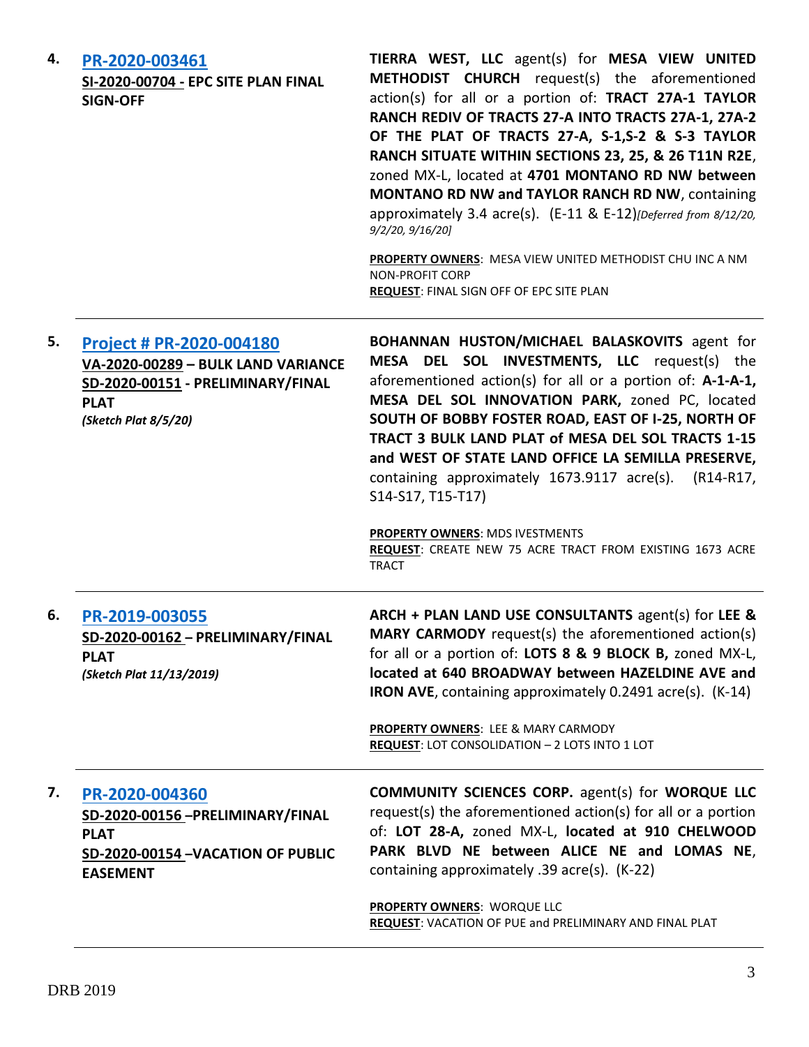**4. [PR-2020-003461]()**
**SI-2020-00704 - EPC SITE PLAN FINAL SIGN-OFF**

**TIERRA WEST, LLC** agent(s) for **MESA VIEW UNITED METHODIST CHURCH** request(s) the aforementioned action(s) for all or a portion of: **TRACT 27A-1 TAYLOR RANCH REDIV OF TRACTS 27-A INTO TRACTS 27A-1, 27A-2 OF THE PLAT OF TRACTS 27-A, S-1,S-2 & S-3 TAYLOR RANCH SITUATE WITHIN SECTIONS 23, 25, & 26 T11N R2E**, zoned MX-L, located at **4701 MONTANO RD NW between MONTANO RD NW and TAYLOR RANCH RD NW**, containing approximately 3.4 acre(s). (E-11 & E-12)*[Deferred from 8/12/20, 9/2/20, 9/16/20]*

**PROPERTY OWNERS**: MESA VIEW UNITED METHODIST CHU INC A NM NON-PROFIT CORP
**REQUEST**: FINAL SIGN OFF OF EPC SITE PLAN

---

**5. [Project # PR-2020-004180]()**
**VA-2020-00289 – BULK LAND VARIANCE**
**SD-2020-00151 - PRELIMINARY/FINAL PLAT**
***(Sketch Plat 8/5/20)***

**BOHANNAN HUSTON/MICHAEL BALASKOVITS** agent for **MESA DEL SOL INVESTMENTS, LLC** request(s) the aforementioned action(s) for all or a portion of: **A-1-A-1, MESA DEL SOL INNOVATION PARK,** zoned PC, located **SOUTH OF BOBBY FOSTER ROAD, EAST OF I-25, NORTH OF TRACT 3 BULK LAND PLAT of MESA DEL SOL TRACTS 1-15 and WEST OF STATE LAND OFFICE LA SEMILLA PRESERVE,** containing approximately 1673.9117 acre(s). (R14-R17, S14-S17, T15-T17)

**PROPERTY OWNERS**: MDS IVESTMENTS
**REQUEST**: CREATE NEW 75 ACRE TRACT FROM EXISTING 1673 ACRE TRACT

---

**6. [PR-2019-003055]()**
**SD-2020-00162 – PRELIMINARY/FINAL PLAT**
***(Sketch Plat 11/13/2019)***

**ARCH + PLAN LAND USE CONSULTANTS** agent(s) for **LEE & MARY CARMODY** request(s) the aforementioned action(s) for all or a portion of: **LOTS 8 & 9 BLOCK B,** zoned MX-L, **located at 640 BROADWAY between HAZELDINE AVE and IRON AVE**, containing approximately 0.2491 acre(s). (K-14)

**PROPERTY OWNERS**: LEE & MARY CARMODY
**REQUEST**: LOT CONSOLIDATION – 2 LOTS INTO 1 LOT

---

**7. [PR-2020-004360]()**
**SD-2020-00156 –PRELIMINARY/FINAL PLAT**
**SD-2020-00154 –VACATION OF PUBLIC EASEMENT**

**COMMUNITY SCIENCES CORP.** agent(s) for **WORQUE LLC** request(s) the aforementioned action(s) for all or a portion of: **LOT 28-A,** zoned MX-L, **located at 910 CHELWOOD PARK BLVD NE between ALICE NE and LOMAS NE**, containing approximately .39 acre(s). (K-22)

**PROPERTY OWNERS**: WORQUE LLC
**REQUEST**: VACATION OF PUE and PRELIMINARY AND FINAL PLAT

---

DRB 2019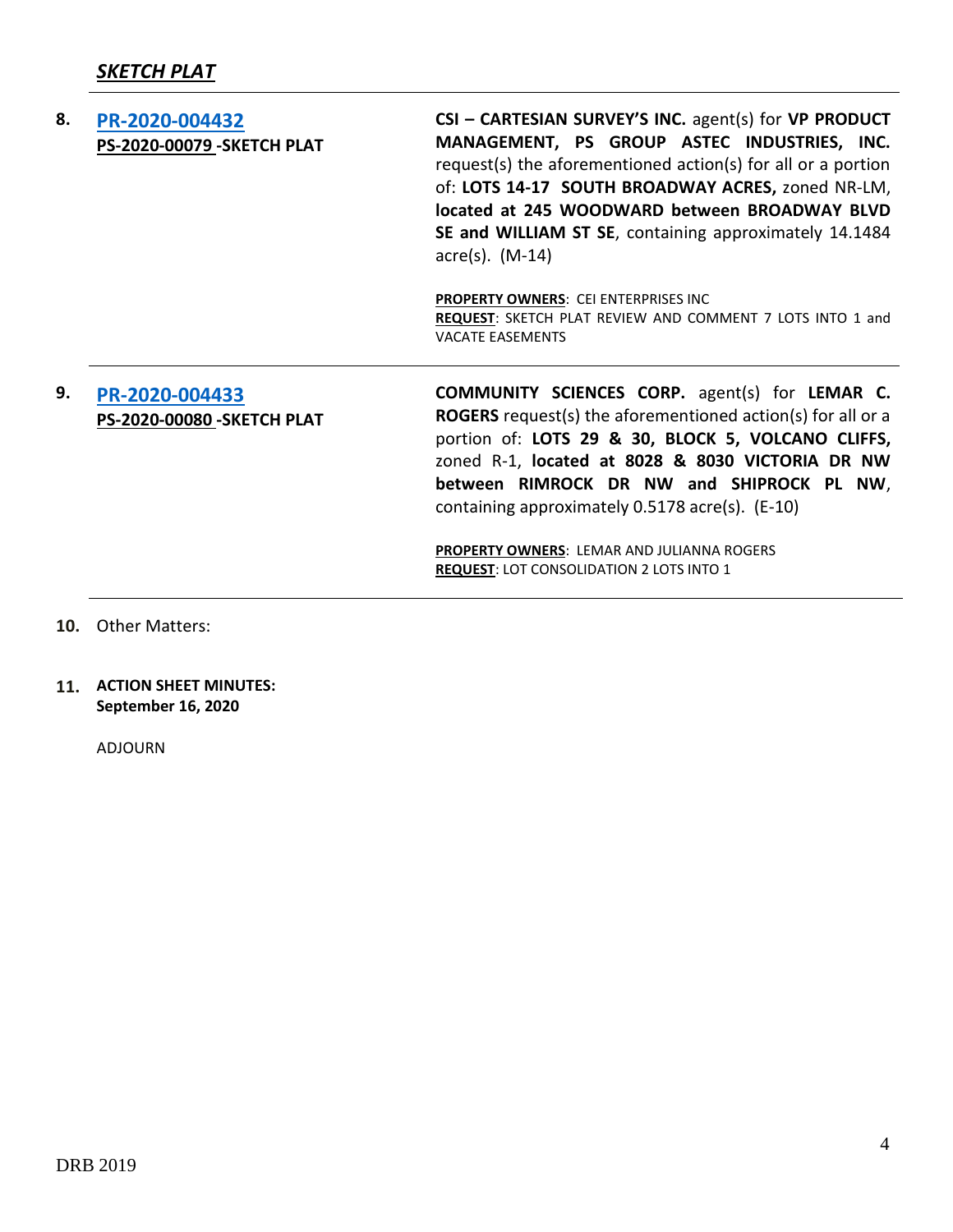## ***SKETCH PLAT***

| | | |
|---|---|---|
| **8.** | **PR-2020-004432**<br>**PS-2020-00079 -SKETCH PLAT** | **CSI – CARTESIAN SURVEY'S INC.** agent(s) for **VP PRODUCT MANAGEMENT, PS GROUP ASTEC INDUSTRIES, INC.** request(s) the aforementioned action(s) for all or a portion of: **LOTS 14-17 SOUTH BROADWAY ACRES,** zoned NR-LM, **located at 245 WOODWARD between BROADWAY BLVD SE and WILLIAM ST SE**, containing approximately 14.1484 acre(s). (M-14)<br><br>**PROPERTY OWNERS**: CEI ENTERPRISES INC<br>**REQUEST**: SKETCH PLAT REVIEW AND COMMENT 7 LOTS INTO 1 and VACATE EASEMENTS |
| **9.** | **PR-2020-004433**<br>**PS-2020-00080 -SKETCH PLAT** | **COMMUNITY SCIENCES CORP.** agent(s) for **LEMAR C. ROGERS** request(s) the aforementioned action(s) for all or a portion of: **LOTS 29 & 30, BLOCK 5, VOLCANO CLIFFS,** zoned R-1, **located at 8028 & 8030 VICTORIA DR NW between RIMROCK DR NW and SHIPROCK PL NW**, containing approximately 0.5178 acre(s). (E-10)<br><br>**PROPERTY OWNERS**: LEMAR AND JULIANNA ROGERS<br>**REQUEST**: LOT CONSOLIDATION 2 LOTS INTO 1 |

**10.** Other Matters:

**11.** **ACTION SHEET MINUTES: September 16, 2020**

ADJOURN

DRB 2019